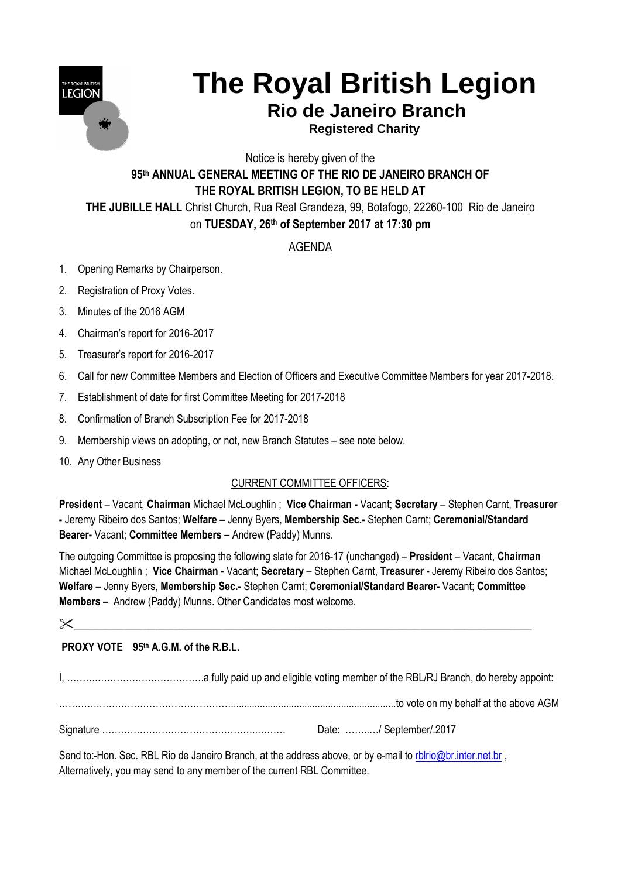# The Royal British Legion

## Rio de Janeiro Branch

### Registered Charity

Notice is hereby given of the

**95th ANNUAL GENERAL MEETING OF THE RIO DE JANEIRO BRANCH OF THE ROYAL BRITISH LEGION, TO BE HELD AT**

**THE JUBILLE HALL** Christ Church, Rua Real Grandeza, 99, Botafogo, 22260-100 Rio de Janeiro on **TUESDAY, 26th of September 2017 at 17:30 pm**

AGENDA

1. Opening Remarks by Chairperson.
2. Registration of Proxy Votes.
3. Minutes of the 2016 AGM
4. Chairman's report for 2016-2017
5. Treasurer's report for 2016-2017
6. Call for new Committee Members and Election of Officers and Executive Committee Members for year 2017-2018.
7. Establishment of date for first Committee Meeting for 2017-2018
8. Confirmation of Branch Subscription Fee for 2017-2018
9. Membership views on adopting, or not, new Branch Statutes – see note below.
10. Any Other Business

CURRENT COMMITTEE OFFICERS:

**President** – Vacant, **Chairman** Michael McLoughlin ; **Vice Chairman -** Vacant; **Secretary** – Stephen Carnt, **Treasurer -** Jeremy Ribeiro dos Santos; **Welfare –** Jenny Byers, **Membership Sec.-** Stephen Carnt; **Ceremonial/Standard Bearer-** Vacant; **Committee Members –** Andrew (Paddy) Munns.

The outgoing Committee is proposing the following slate for 2016-17 (unchanged) – **President** – Vacant, **Chairman** Michael McLoughlin ; **Vice Chairman -** Vacant; **Secretary** – Stephen Carnt, **Treasurer -** Jeremy Ribeiro dos Santos; **Welfare –** Jenny Byers, **Membership Sec.-** Stephen Carnt; **Ceremonial/Standard Bearer-** Vacant; **Committee Members –** Andrew (Paddy) Munns. Other Candidates most welcome.

✂________________________________________________________________________

**PROXY VOTE 95th A.G.M. of the R.B.L.**

I, ……………………………………..a fully paid up and eligible voting member of the RBL/RJ Branch, do hereby appoint:

……………………………………………………..............................................................to vote on my behalf at the above AGM

Signature …………………………………………..……… Date: ……..…/ September/.2017

Send to: Hon. Sec. RBL Rio de Janeiro Branch, at the address above, or by e-mail to rblrio@br.inter.net.br , Alternatively, you may send to any member of the current RBL Committee.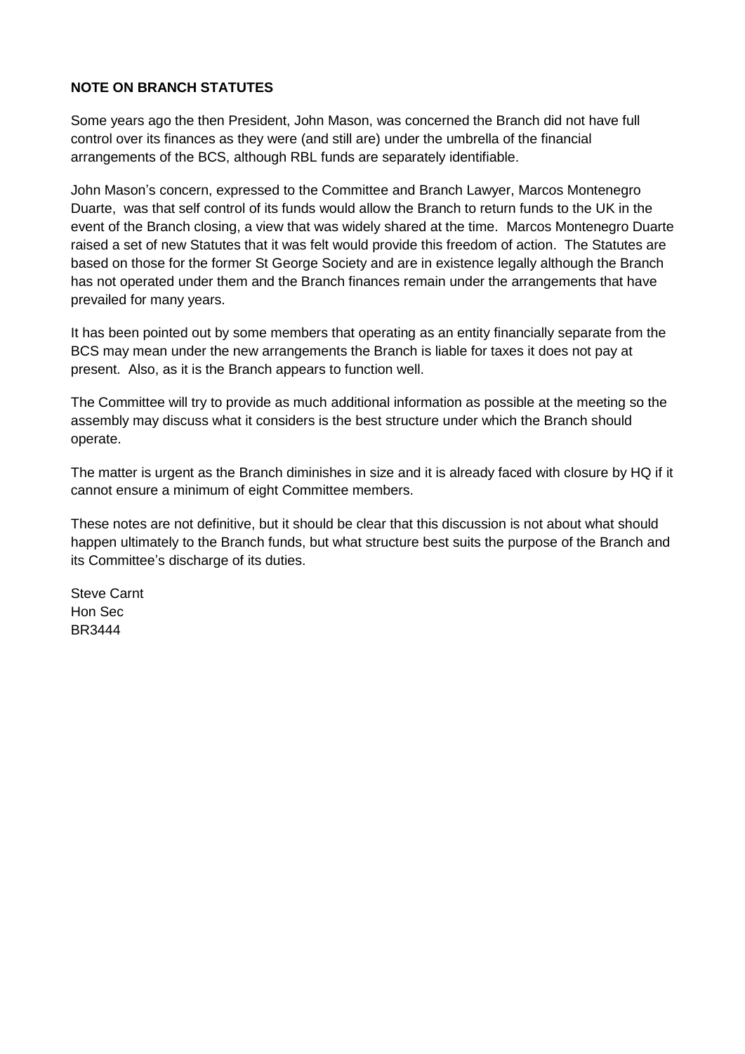**NOTE ON BRANCH STATUTES**

Some years ago the then President, John Mason, was concerned the Branch did not have full control over its finances as they were (and still are) under the umbrella of the financial arrangements of the BCS, although RBL funds are separately identifiable.

John Mason's concern, expressed to the Committee and Branch Lawyer, Marcos Montenegro Duarte, was that self control of its funds would allow the Branch to return funds to the UK in the event of the Branch closing, a view that was widely shared at the time. Marcos Montenegro Duarte raised a set of new Statutes that it was felt would provide this freedom of action. The Statutes are based on those for the former St George Society and are in existence legally although the Branch has not operated under them and the Branch finances remain under the arrangements that have prevailed for many years.

It has been pointed out by some members that operating as an entity financially separate from the BCS may mean under the new arrangements the Branch is liable for taxes it does not pay at present. Also, as it is the Branch appears to function well.

The Committee will try to provide as much additional information as possible at the meeting so the assembly may discuss what it considers is the best structure under which the Branch should operate.

The matter is urgent as the Branch diminishes in size and it is already faced with closure by HQ if it cannot ensure a minimum of eight Committee members.

These notes are not definitive, but it should be clear that this discussion is not about what should happen ultimately to the Branch funds, but what structure best suits the purpose of the Branch and its Committee's discharge of its duties.

Steve Carnt
Hon Sec
BR3444